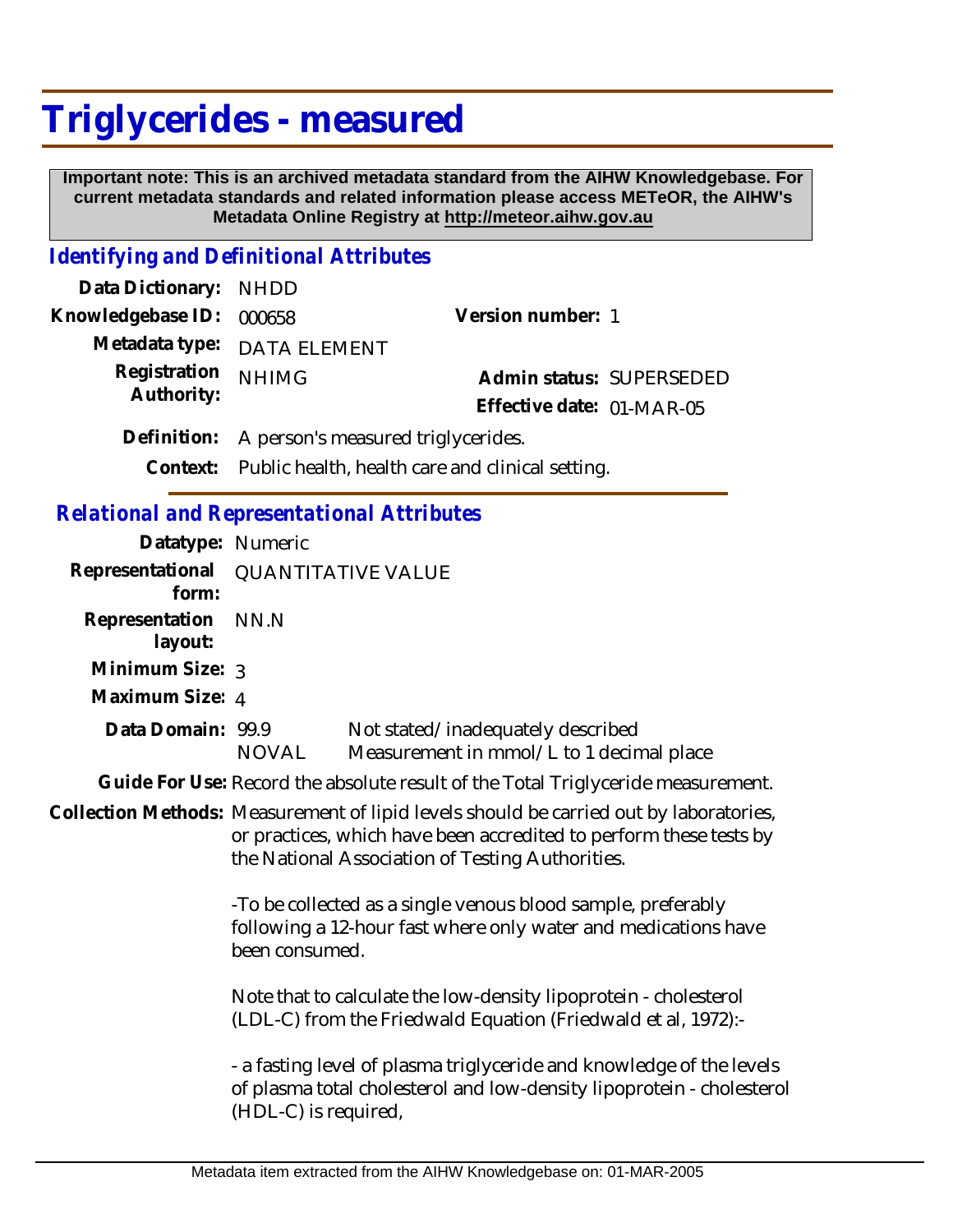# Triglycerides - measured

**Important note: This is an archived metadata standard from the AIHW Knowledgebase. For current metadata standards and related information please access METeOR, the AIHW's Metadata Online Registry at http://meteor.aihw.gov.au**

## *Identifying and Definitional Attributes*

**Data Dictionary:** NHDD

**Knowledgebase ID:** 000658

**Version number:** 1

**Metadata type:** DATA ELEMENT

**Registration Authority:** NHIMG

**Admin status:** SUPERSEDED

**Effective date:** 01-MAR-05

**Definition:** A person's measured triglycerides.

**Context:** Public health, health care and clinical setting.

## *Relational and Representational Attributes*

**Datatype:** Numeric

**Representational form:** QUANTITATIVE VALUE

**Representation layout:** NN.N

**Minimum Size:** 3

**Maximum Size:** 4

**Data Domain:**

| | |
|---|---|
| 99.9 | Not stated/inadequately described |
| NOVAL | Measurement in mmol/L to 1 decimal place |

**Guide For Use:** Record the absolute result of the Total Triglyceride measurement.

**Collection Methods:** Measurement of lipid levels should be carried out by laboratories, or practices, which have been accredited to perform these tests by the National Association of Testing Authorities.

-To be collected as a single venous blood sample, preferably following a 12-hour fast where only water and medications have been consumed.

Note that to calculate the low-density lipoprotein - cholesterol (LDL-C) from the Friedwald Equation (Friedwald et al, 1972):-

- a fasting level of plasma triglyceride and knowledge of the levels of plasma total cholesterol and low-density lipoprotein - cholesterol (HDL-C) is required,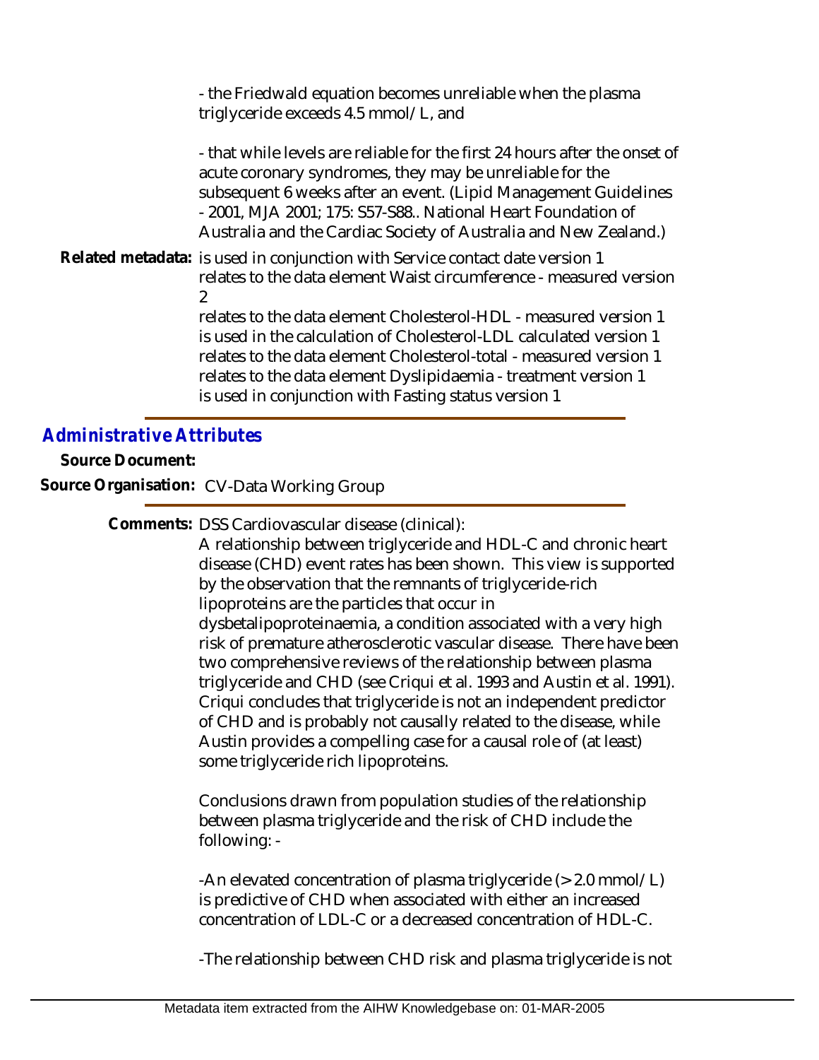- the Friedwald equation becomes unreliable when the plasma triglyceride exceeds 4.5 mmol/L, and

- that while levels are reliable for the first 24 hours after the onset of acute coronary syndromes, they may be unreliable for the subsequent 6 weeks after an event. (Lipid Management Guidelines - 2001, MJA 2001; 175: S57-S88.. National Heart Foundation of Australia and the Cardiac Society of Australia and New Zealand.)

**Related metadata:** is used in conjunction with Service contact date version 1
relates to the data element Waist circumference - measured version 2
relates to the data element Cholesterol-HDL - measured version 1
is used in the calculation of Cholesterol-LDL calculated version 1
relates to the data element Cholesterol-total - measured version 1
relates to the data element Dyslipidaemia - treatment version 1
is used in conjunction with Fasting status version 1

## *Administrative Attributes*

**Source Document:**

**Source Organisation:** CV-Data Working Group

**Comments:** DSS Cardiovascular disease (clinical):
A relationship between triglyceride and HDL-C and chronic heart disease (CHD) event rates has been shown. This view is supported by the observation that the remnants of triglyceride-rich lipoproteins are the particles that occur in dysbetalipoproteinaemia, a condition associated with a very high risk of premature atherosclerotic vascular disease. There have been two comprehensive reviews of the relationship between plasma triglyceride and CHD (see Criqui et al. 1993 and Austin et al. 1991). Criqui concludes that triglyceride is not an independent predictor of CHD and is probably not causally related to the disease, while Austin provides a compelling case for a causal role of (at least) some triglyceride rich lipoproteins.

Conclusions drawn from population studies of the relationship between plasma triglyceride and the risk of CHD include the following: -

-An elevated concentration of plasma triglyceride (> 2.0 mmol/L) is predictive of CHD when associated with either an increased concentration of LDL-C or a decreased concentration of HDL-C.

-The relationship between CHD risk and plasma triglyceride is not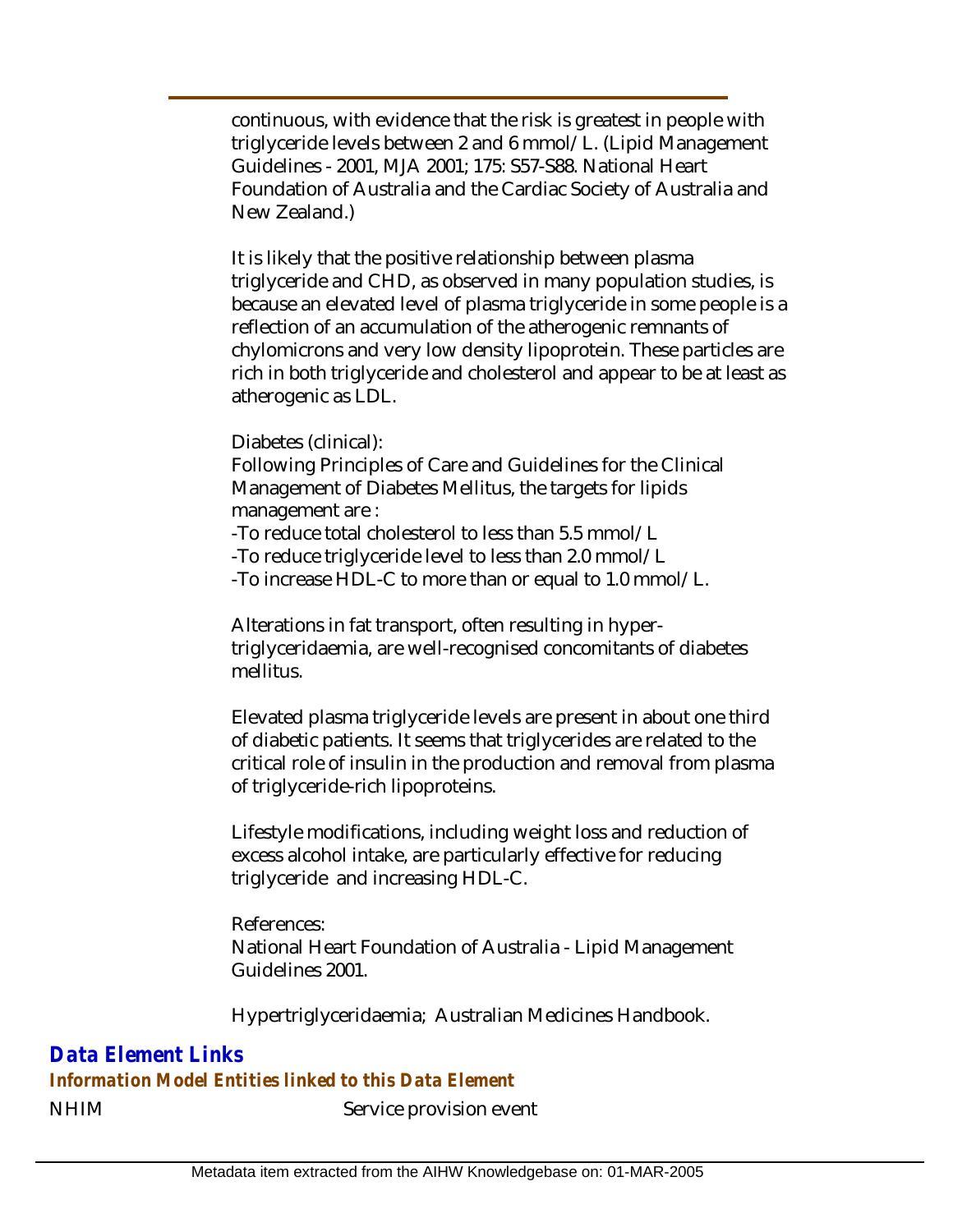continuous, with evidence that the risk is greatest in people with triglyceride levels between 2 and 6 mmol/L. (Lipid Management Guidelines - 2001, MJA 2001; 175: S57-S88. National Heart Foundation of Australia and the Cardiac Society of Australia and New Zealand.)

It is likely that the positive relationship between plasma triglyceride and CHD, as observed in many population studies, is because an elevated level of plasma triglyceride in some people is a reflection of an accumulation of the atherogenic remnants of chylomicrons and very low density lipoprotein. These particles are rich in both triglyceride and cholesterol and appear to be at least as atherogenic as LDL.

Diabetes (clinical):
Following Principles of Care and Guidelines for the Clinical Management of Diabetes Mellitus, the targets for lipids management are :
-To reduce total cholesterol to less than 5.5 mmol/L
-To reduce triglyceride level to less than 2.0 mmol/L
-To increase HDL-C to more than or equal to 1.0 mmol/L.

Alterations in fat transport, often resulting in hyper-triglyceridaemia, are well-recognised concomitants of diabetes mellitus.

Elevated plasma triglyceride levels are present in about one third of diabetic patients. It seems that triglycerides are related to the critical role of insulin in the production and removal from plasma of triglyceride-rich lipoproteins.

Lifestyle modifications, including weight loss and reduction of excess alcohol intake, are particularly effective for reducing triglyceride and increasing HDL-C.

References:
National Heart Foundation of Australia - Lipid Management Guidelines 2001.

Hypertriglyceridaemia; Australian Medicines Handbook.

## Data Element Links

### Information Model Entities linked to this Data Element

NHIM Service provision event

Metadata item extracted from the AIHW Knowledgebase on: 01-MAR-2005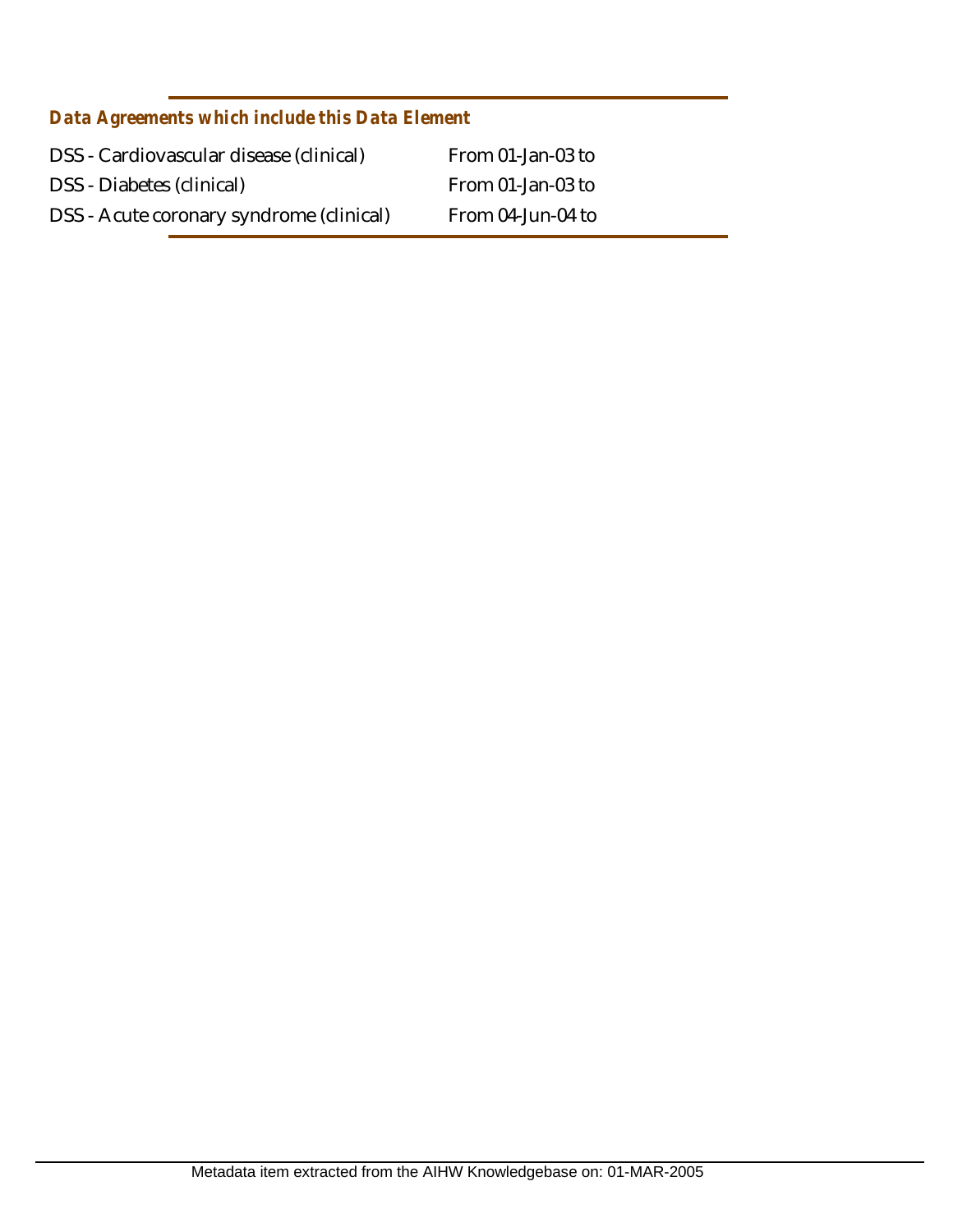### *Data Agreements which include this Data Element*

| | |
|---|---|
| DSS - Cardiovascular disease (clinical) | From 01-Jan-03 to |
| DSS - Diabetes (clinical) | From 01-Jan-03 to |
| DSS - Acute coronary syndrome (clinical) | From 04-Jun-04 to |

Metadata item extracted from the AIHW Knowledgebase on: 01-MAR-2005